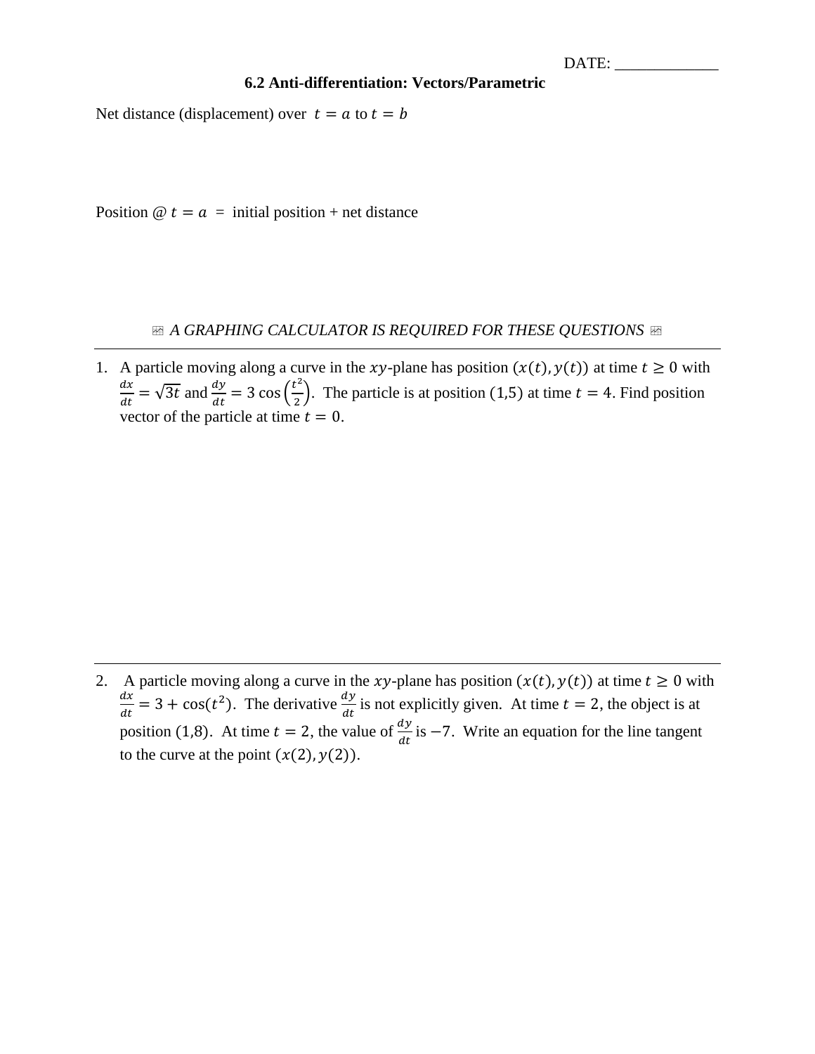DATE: _____________

## 6.2 Anti-differentiation: Vectors/Parametric

Net distance (displacement) over $t = a$ to $t = b$

Position @ $t = a$ = initial position + net distance

*A GRAPHING CALCULATOR IS REQUIRED FOR THESE QUESTIONS*

---

1. A particle moving along a curve in the $xy$-plane has position $(x(t), y(t))$ at time $t \geq 0$ with $\frac{dx}{dt} = \sqrt{3t}$ and $\frac{dy}{dt} = 3\cos\left(\frac{t^2}{2}\right)$. The particle is at position $(1,5)$ at time $t = 4$. Find position vector of the particle at time $t = 0$.

---

2. A particle moving along a curve in the $xy$-plane has position $(x(t), y(t))$ at time $t \geq 0$ with $\frac{dx}{dt} = 3 + \cos(t^2)$. The derivative $\frac{dy}{dt}$ is not explicitly given. At time $t = 2$, the object is at position $(1,8)$. At time $t = 2$, the value of $\frac{dy}{dt}$ is $-7$. Write an equation for the line tangent to the curve at the point $(x(2), y(2))$.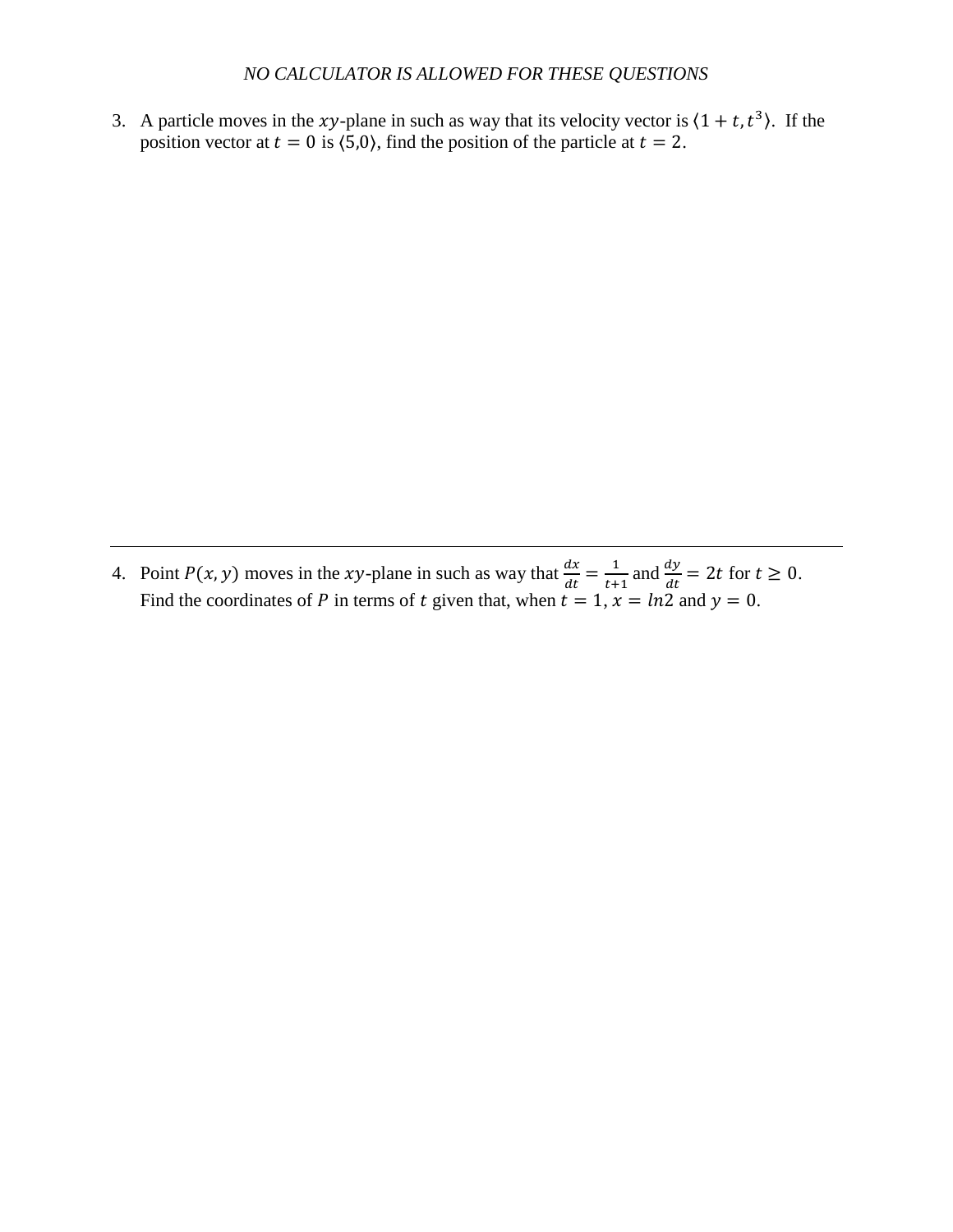*NO CALCULATOR IS ALLOWED FOR THESE QUESTIONS*

3. A particle moves in the $xy$-plane in such as way that its velocity vector is $\langle 1+t, t^3 \rangle$. If the position vector at $t=0$ is $\langle 5,0 \rangle$, find the position of the particle at $t=2$.

---

4. Point $P(x,y)$ moves in the $xy$-plane in such as way that $\frac{dx}{dt} = \frac{1}{t+1}$ and $\frac{dy}{dt} = 2t$ for $t \geq 0$. Find the coordinates of $P$ in terms of $t$ given that, when $t=1$, $x = ln2$ and $y = 0$.